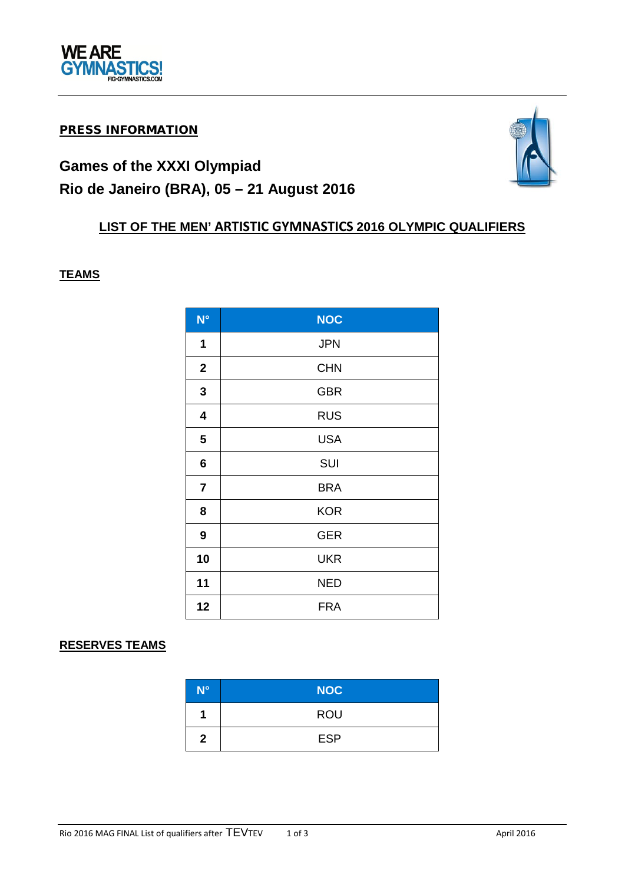**PRESS INFORMATION**

## Games of the XXXI Olympiad
## Rio de Janeiro (BRA), 05 – 21 August 2016

### LIST OF THE MEN' ARTISTIC GYMNASTICS 2016 OLYMPIC QUALIFIERS

**TEAMS**

| N° | NOC |
|---|---|
| 1 | JPN |
| 2 | CHN |
| 3 | GBR |
| 4 | RUS |
| 5 | USA |
| 6 | SUI |
| 7 | BRA |
| 8 | KOR |
| 9 | GER |
| 10 | UKR |
| 11 | NED |
| 12 | FRA |

**RESERVES TEAMS**

| N° | NOC |
|---|---|
| 1 | ROU |
| 2 | ESP |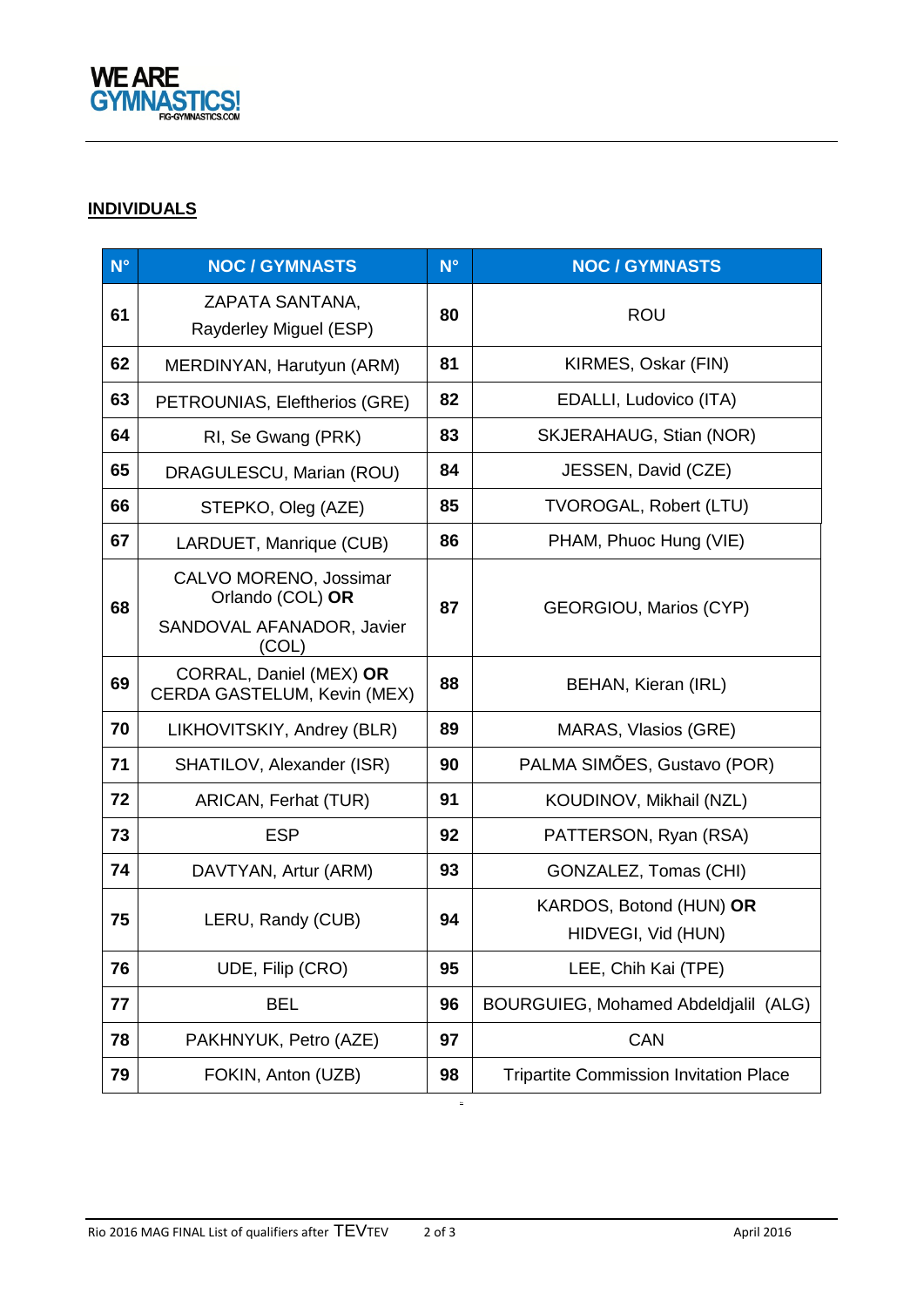## INDIVIDUALS

| N° | NOC / GYMNASTS | N° | NOC / GYMNASTS |
|---|---|---|---|
| 61 | ZAPATA SANTANA, Rayderley Miguel (ESP) | 80 | ROU |
| 62 | MERDINYAN, Harutyun (ARM) | 81 | KIRMES, Oskar (FIN) |
| 63 | PETROUNIAS, Eleftherios (GRE) | 82 | EDALLI, Ludovico (ITA) |
| 64 | RI, Se Gwang (PRK) | 83 | SKJERAHAUG, Stian (NOR) |
| 65 | DRAGULESCU, Marian (ROU) | 84 | JESSEN, David (CZE) |
| 66 | STEPKO, Oleg (AZE) | 85 | TVOROGAL, Robert (LTU) |
| 67 | LARDUET, Manrique (CUB) | 86 | PHAM, Phuoc Hung (VIE) |
| 68 | CALVO MORENO, Jossimar Orlando (COL) **OR** SANDOVAL AFANADOR, Javier (COL) | 87 | GEORGIOU, Marios (CYP) |
| 69 | CORRAL, Daniel (MEX) **OR** CERDA GASTELUM, Kevin (MEX) | 88 | BEHAN, Kieran (IRL) |
| 70 | LIKHOVITSKIY, Andrey (BLR) | 89 | MARAS, Vlasios (GRE) |
| 71 | SHATILOV, Alexander (ISR) | 90 | PALMA SIMÕES, Gustavo (POR) |
| 72 | ARICAN, Ferhat (TUR) | 91 | KOUDINOV, Mikhail (NZL) |
| 73 | ESP | 92 | PATTERSON, Ryan (RSA) |
| 74 | DAVTYAN, Artur (ARM) | 93 | GONZALEZ, Tomas (CHI) |
| 75 | LERU, Randy (CUB) | 94 | KARDOS, Botond (HUN) **OR** HIDVEGI, Vid (HUN) |
| 76 | UDE, Filip (CRO) | 95 | LEE, Chih Kai (TPE) |
| 77 | BEL | 96 | BOURGUIEG, Mohamed Abdeldjalil (ALG) |
| 78 | PAKHNYUK, Petro (AZE) | 97 | CAN |
| 79 | FOKIN, Anton (UZB) | 98 | Tripartite Commission Invitation Place |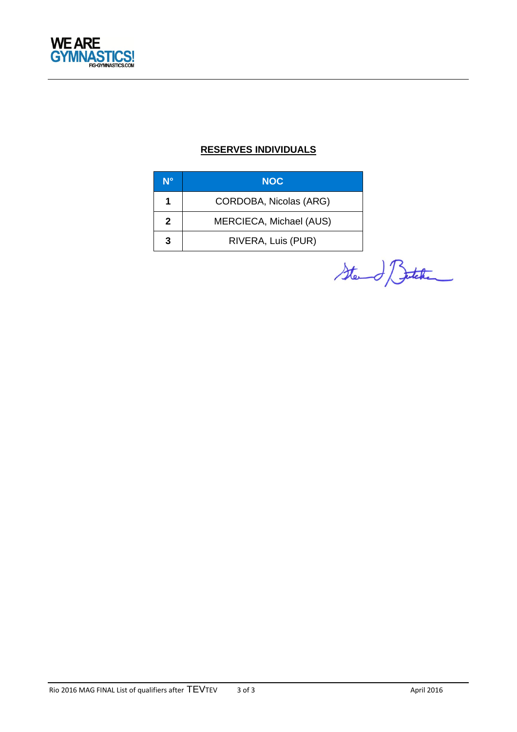## RESERVES INDIVIDUALS

| N° | NOC |
|---|---|
| 1 | CORDOBA, Nicolas (ARG) |
| 2 | MERCIECA, Michael (AUS) |
| 3 | RIVERA, Luis (PUR) |